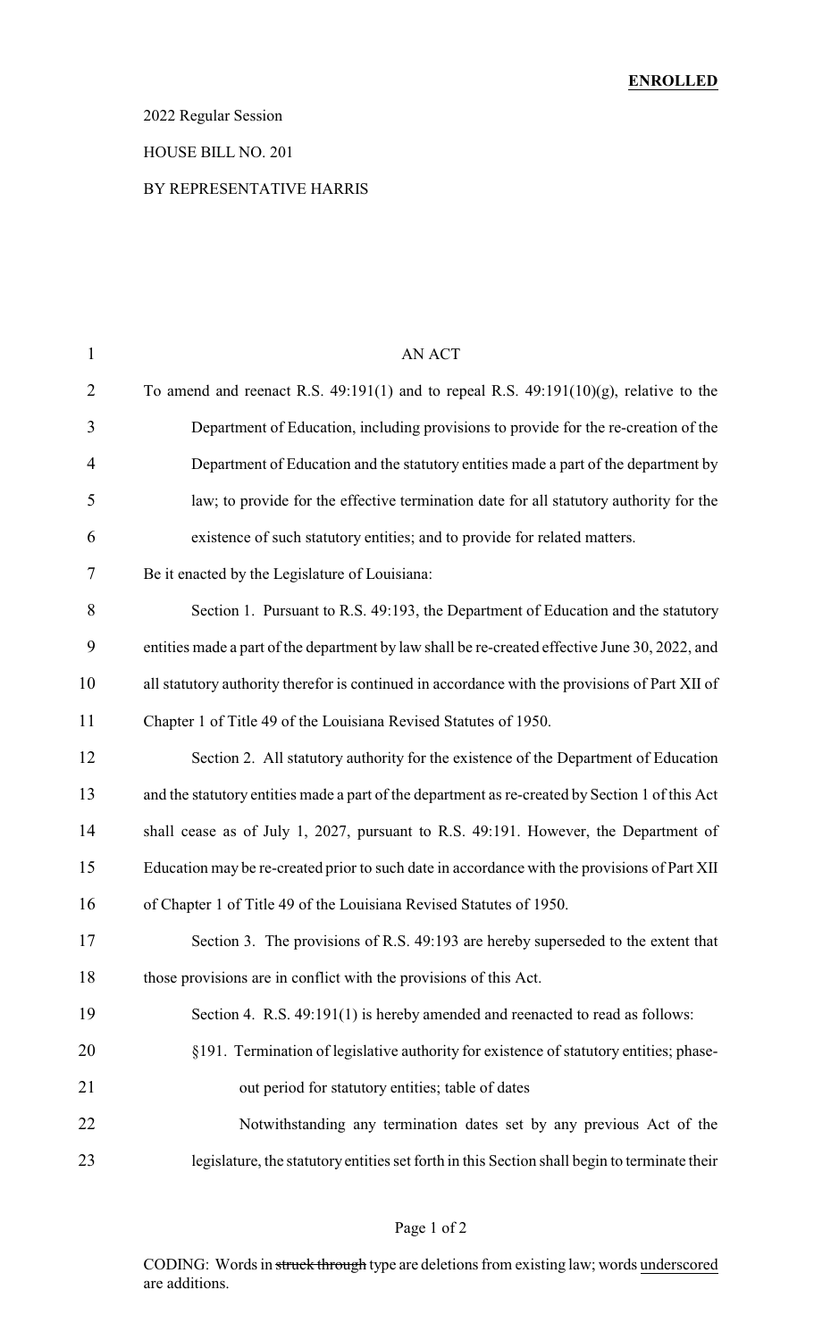**ENROLLED**

2022 Regular Session

HOUSE BILL NO. 201

BY REPRESENTATIVE HARRIS

AN ACT

To amend and reenact R.S. 49:191(1) and to repeal R.S. 49:191(10)(g), relative to the Department of Education, including provisions to provide for the re-creation of the Department of Education and the statutory entities made a part of the department by law; to provide for the effective termination date for all statutory authority for the existence of such statutory entities; and to provide for related matters.

Be it enacted by the Legislature of Louisiana:

Section 1. Pursuant to R.S. 49:193, the Department of Education and the statutory entities made a part of the department by law shall be re-created effective June 30, 2022, and all statutory authority therefor is continued in accordance with the provisions of Part XII of Chapter 1 of Title 49 of the Louisiana Revised Statutes of 1950.

Section 2. All statutory authority for the existence of the Department of Education and the statutory entities made a part of the department as re-created by Section 1 of this Act shall cease as of July 1, 2027, pursuant to R.S. 49:191. However, the Department of Education may be re-created prior to such date in accordance with the provisions of Part XII of Chapter 1 of Title 49 of the Louisiana Revised Statutes of 1950.

Section 3. The provisions of R.S. 49:193 are hereby superseded to the extent that those provisions are in conflict with the provisions of this Act.

Section 4. R.S. 49:191(1) is hereby amended and reenacted to read as follows:

§191. Termination of legislative authority for existence of statutory entities; phase-out period for statutory entities; table of dates

Notwithstanding any termination dates set by any previous Act of the legislature, the statutory entities set forth in this Section shall begin to terminate their

CODING: Words in ~~struck through~~ type are deletions from existing law; words underscored are additions.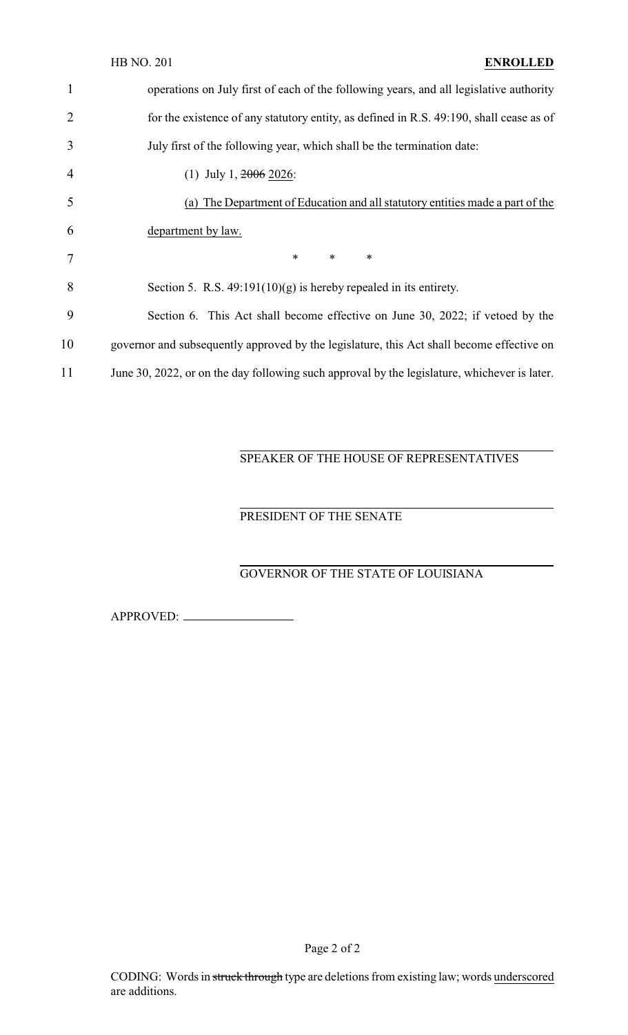operations on July first of each of the following years, and all legislative authority for the existence of any statutory entity, as defined in R.S. 49:190, shall cease as of July first of the following year, which shall be the termination date:

(1) July 1, ~~2006~~ <u>2026</u>:

<u>(a) The Department of Education and all statutory entities made a part of the department by law.</u>

\* \* \*

Section 5. R.S. 49:191(10)(g) is hereby repealed in its entirety.

Section 6. This Act shall become effective on June 30, 2022; if vetoed by the governor and subsequently approved by the legislature, this Act shall become effective on June 30, 2022, or on the day following such approval by the legislature, whichever is later.

SPEAKER OF THE HOUSE OF REPRESENTATIVES

PRESIDENT OF THE SENATE

GOVERNOR OF THE STATE OF LOUISIANA

APPROVED: ____________________

CODING: Words in ~~struck through~~ type are deletions from existing law; words <u>underscored</u> are additions.